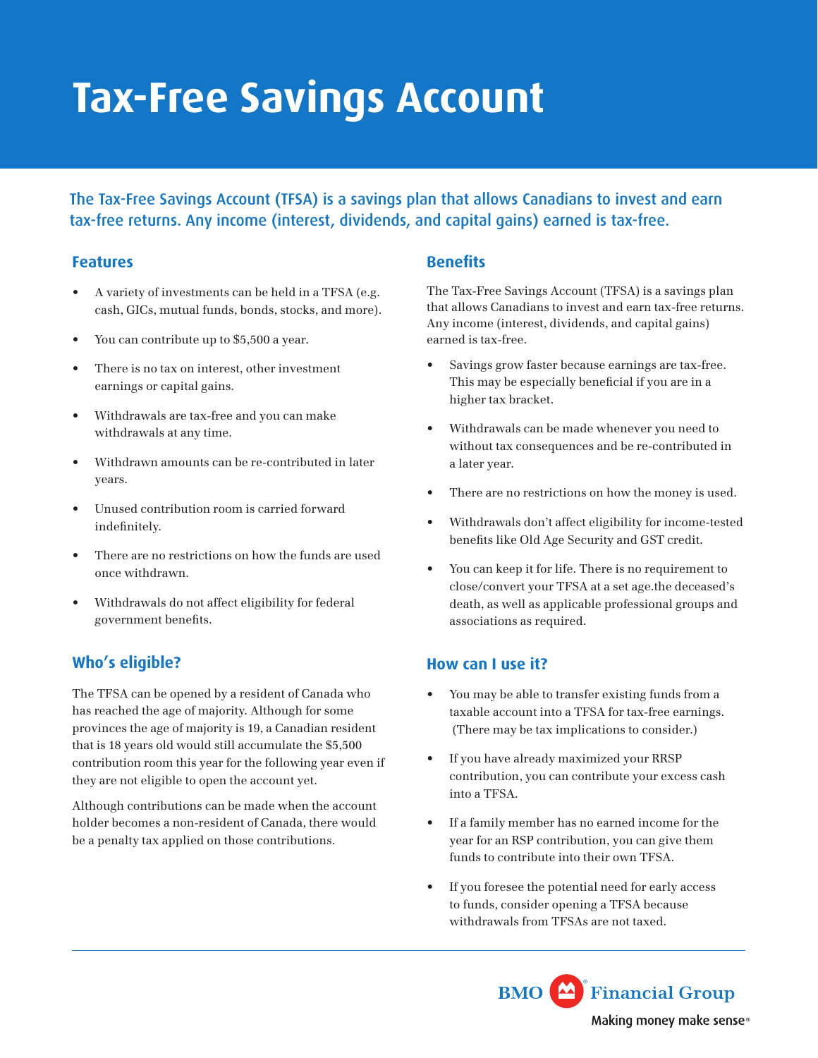# Tax-Free Savings Account

The Tax-Free Savings Account (TFSA) is a savings plan that allows Canadians to invest and earn tax-free returns. Any income (interest, dividends, and capital gains) earned is tax-free.

## Features

- A variety of investments can be held in a TFSA (e.g. cash, GICs, mutual funds, bonds, stocks, and more).
- You can contribute up to $5,500 a year.
- There is no tax on interest, other investment earnings or capital gains.
- Withdrawals are tax-free and you can make withdrawals at any time.
- Withdrawn amounts can be re-contributed in later years.
- Unused contribution room is carried forward indefinitely.
- There are no restrictions on how the funds are used once withdrawn.
- Withdrawals do not affect eligibility for federal government benefits.

## Who's eligible?

The TFSA can be opened by a resident of Canada who has reached the age of majority. Although for some provinces the age of majority is 19, a Canadian resident that is 18 years old would still accumulate the $5,500 contribution room this year for the following year even if they are not eligible to open the account yet.

Although contributions can be made when the account holder becomes a non-resident of Canada, there would be a penalty tax applied on those contributions.

## Benefits

The Tax-Free Savings Account (TFSA) is a savings plan that allows Canadians to invest and earn tax-free returns. Any income (interest, dividends, and capital gains) earned is tax-free.

- Savings grow faster because earnings are tax-free. This may be especially beneficial if you are in a higher tax bracket.
- Withdrawals can be made whenever you need to without tax consequences and be re-contributed in a later year.
- There are no restrictions on how the money is used.
- Withdrawals don't affect eligibility for income-tested benefits like Old Age Security and GST credit.
- You can keep it for life. There is no requirement to close/convert your TFSA at a set age.the deceased's death, as well as applicable professional groups and associations as required.

## How can I use it?

- You may be able to transfer existing funds from a taxable account into a TFSA for tax-free earnings. (There may be tax implications to consider.)
- If you have already maximized your RRSP contribution, you can contribute your excess cash into a TFSA.
- If a family member has no earned income for the year for an RSP contribution, you can give them funds to contribute into their own TFSA.
- If you foresee the potential need for early access to funds, consider opening a TFSA because withdrawals from TFSAs are not taxed.

BMO Financial Group

Making money make sense®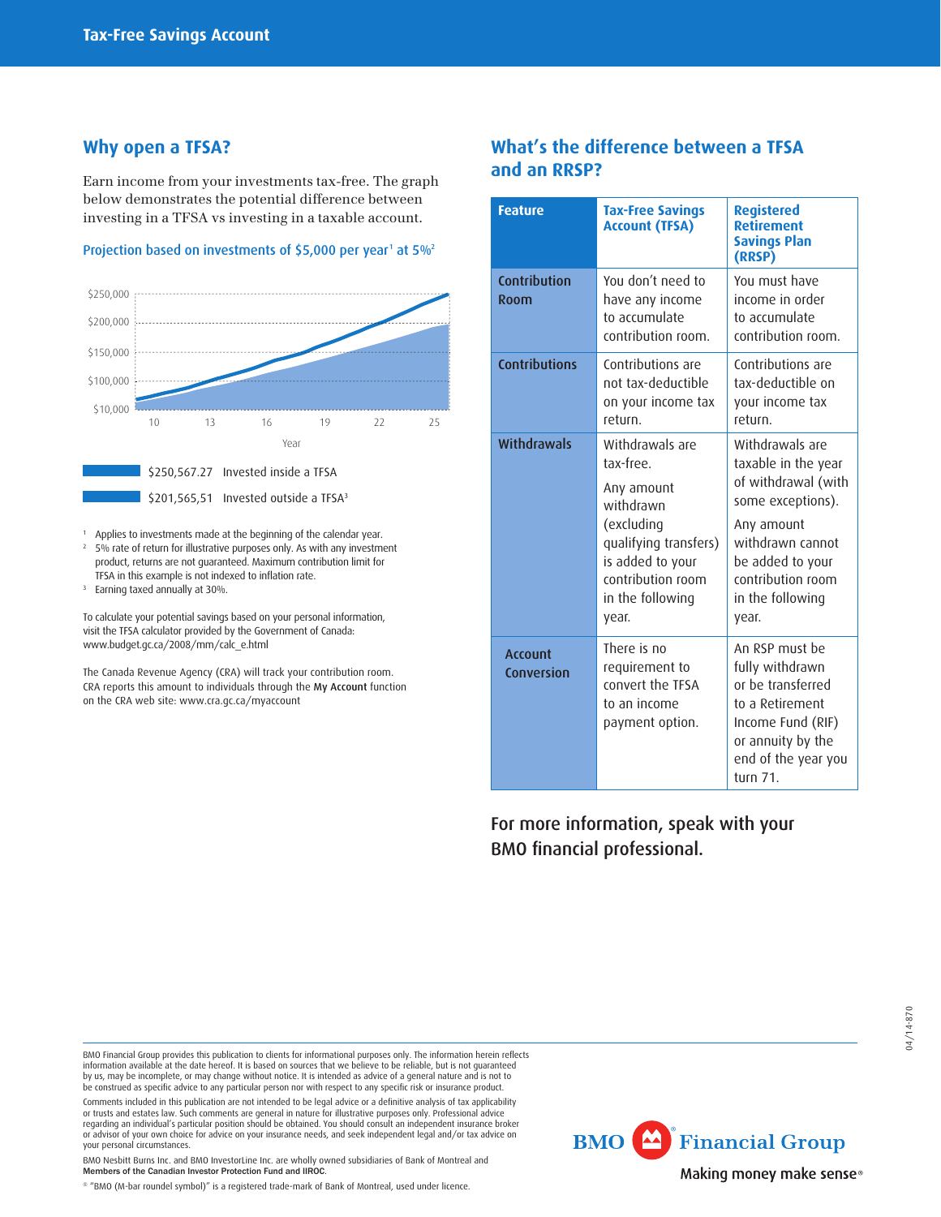## Why open a TFSA?

Earn income from your investments tax-free. The graph below demonstrates the potential difference between investing in a TFSA vs investing in a taxable account.

Projection based on investments of $5,000 per year[1] at 5%[2]

$250,000
$200,000
$150,000
$100,000
$10,000
10
13
16
19
22
25
Year

$250,567.27 Invested inside a TFSA

$201,565,51 Invested outside a TFSA[3]

[1] Applies to investments made at the beginning of the calendar year.

[2] 5% rate of return for illustrative purposes only. As with any investment product, returns are not guaranteed. Maximum contribution limit for TFSA in this example is not indexed to inflation rate.

[3] Earning taxed annually at 30%.

To calculate your potential savings based on your personal information, visit the TFSA calculator provided by the Government of Canada: www.budget.gc.ca/2008/mm/calc_e.html

The Canada Revenue Agency (CRA) will track your contribution room. CRA reports this amount to individuals through the **My Account** function on the CRA web site: www.cra.gc.ca/myaccount

## What's the difference between a TFSA and an RRSP?

| Feature | Tax-Free Savings Account (TFSA) | Registered Retirement Savings Plan (RRSP) |
|---|---|---|
| Contribution Room | You don't need to have any income to accumulate contribution room. | You must have income in order to accumulate contribution room. |
| Contributions | Contributions are not tax-deductible on your income tax return. | Contributions are tax-deductible on your income tax return. |
| Withdrawals | Withdrawals are tax-free. Any amount withdrawn (excluding qualifying transfers) is added to your contribution room in the following year. | Withdrawals are taxable in the year of withdrawal (with some exceptions). Any amount withdrawn cannot be added to your contribution room in the following year. |
| Account Conversion | There is no requirement to convert the TFSA to an income payment option. | An RSP must be fully withdrawn or be transferred to a Retirement Income Fund (RIF) or annuity by the end of the year you turn 71. |

**For more information, speak with your BMO financial professional.**

BMO Financial Group provides this publication to clients for informational purposes only. The information herein reflects information available at the date hereof. It is based on sources that we believe to be reliable, but is not guaranteed by us, may be incomplete, or may change without notice. It is intended as advice of a general nature and is not to be construed as specific advice to any particular person nor with respect to any specific risk or insurance product.

Comments included in this publication are not intended to be legal advice or a definitive analysis of tax applicability or trusts and estates law. Such comments are general in nature for illustrative purposes only. Professional advice regarding an individual's particular position should be obtained. You should consult an independent insurance broker or advisor of your own choice for advice on your insurance needs, and seek independent legal and/or tax advice on your personal circumstances.

BMO Nesbitt Burns Inc. and BMO InvestorLine Inc. are wholly owned subsidiaries of Bank of Montreal and **Members of the Canadian Investor Protection Fund and IIROC.**

® "BMO (M-bar roundel symbol)" is a registered trade-mark of Bank of Montreal, used under licence.

BMO Financial Group

Making money make sense®

04/14-870